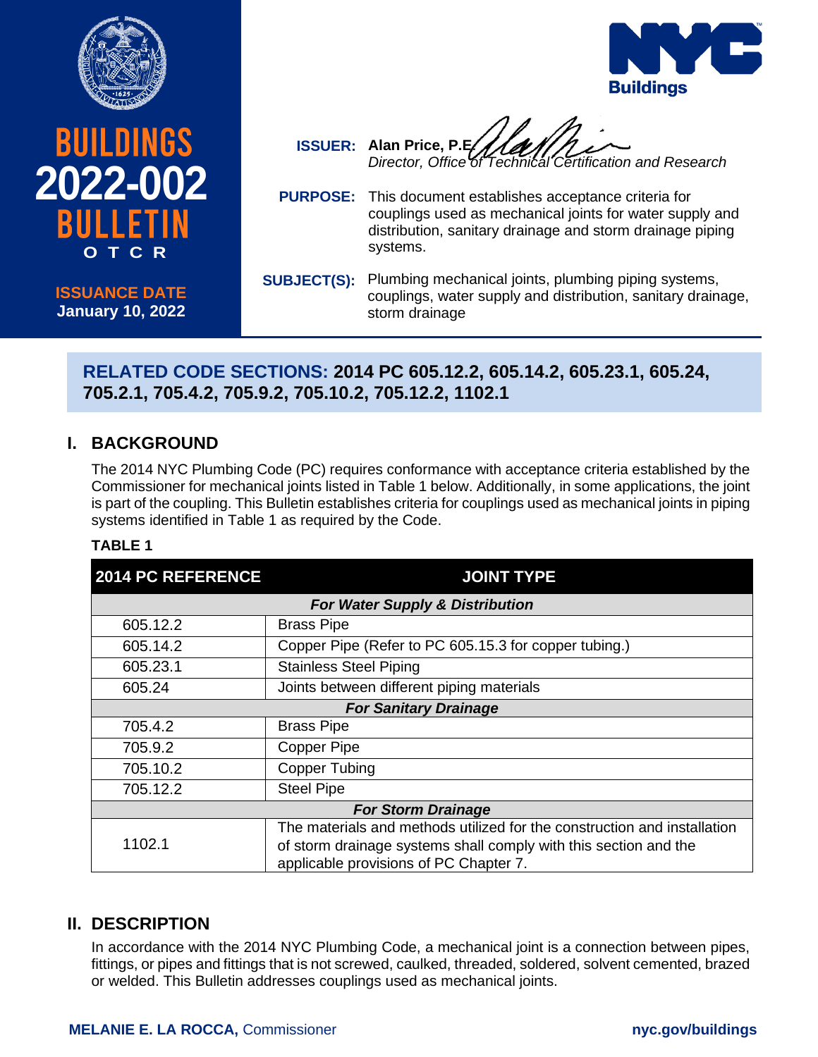# BUILDINGS 2022-002 BULLETIN

**OTCR**

**ISSUANCE DATE**
**January 10, 2022**

**ISSUER:** **Alan Price, P.E.**
*Director, Office of Technical Certification and Research*

**PURPOSE:** This document establishes acceptance criteria for couplings used as mechanical joints for water supply and distribution, sanitary drainage and storm drainage piping systems.

**SUBJECT(S):** Plumbing mechanical joints, plumbing piping systems, couplings, water supply and distribution, sanitary drainage, storm drainage

**RELATED CODE SECTIONS: 2014 PC 605.12.2, 605.14.2, 605.23.1, 605.24, 705.2.1, 705.4.2, 705.9.2, 705.10.2, 705.12.2, 1102.1**

## I. BACKGROUND

The 2014 NYC Plumbing Code (PC) requires conformance with acceptance criteria established by the Commissioner for mechanical joints listed in Table 1 below. Additionally, in some applications, the joint is part of the coupling. This Bulletin establishes criteria for couplings used as mechanical joints in piping systems identified in Table 1 as required by the Code.

**TABLE 1**

| 2014 PC REFERENCE | JOINT TYPE |
|---|---|
| ***For Water Supply & Distribution*** | |
| 605.12.2 | Brass Pipe |
| 605.14.2 | Copper Pipe (Refer to PC 605.15.3 for copper tubing.) |
| 605.23.1 | Stainless Steel Piping |
| 605.24 | Joints between different piping materials |
| ***For Sanitary Drainage*** | |
| 705.4.2 | Brass Pipe |
| 705.9.2 | Copper Pipe |
| 705.10.2 | Copper Tubing |
| 705.12.2 | Steel Pipe |
| ***For Storm Drainage*** | |
| 1102.1 | The materials and methods utilized for the construction and installation of storm drainage systems shall comply with this section and the applicable provisions of PC Chapter 7. |

## II. DESCRIPTION

In accordance with the 2014 NYC Plumbing Code, a mechanical joint is a connection between pipes, fittings, or pipes and fittings that is not screwed, caulked, threaded, soldered, solvent cemented, brazed or welded. This Bulletin addresses couplings used as mechanical joints.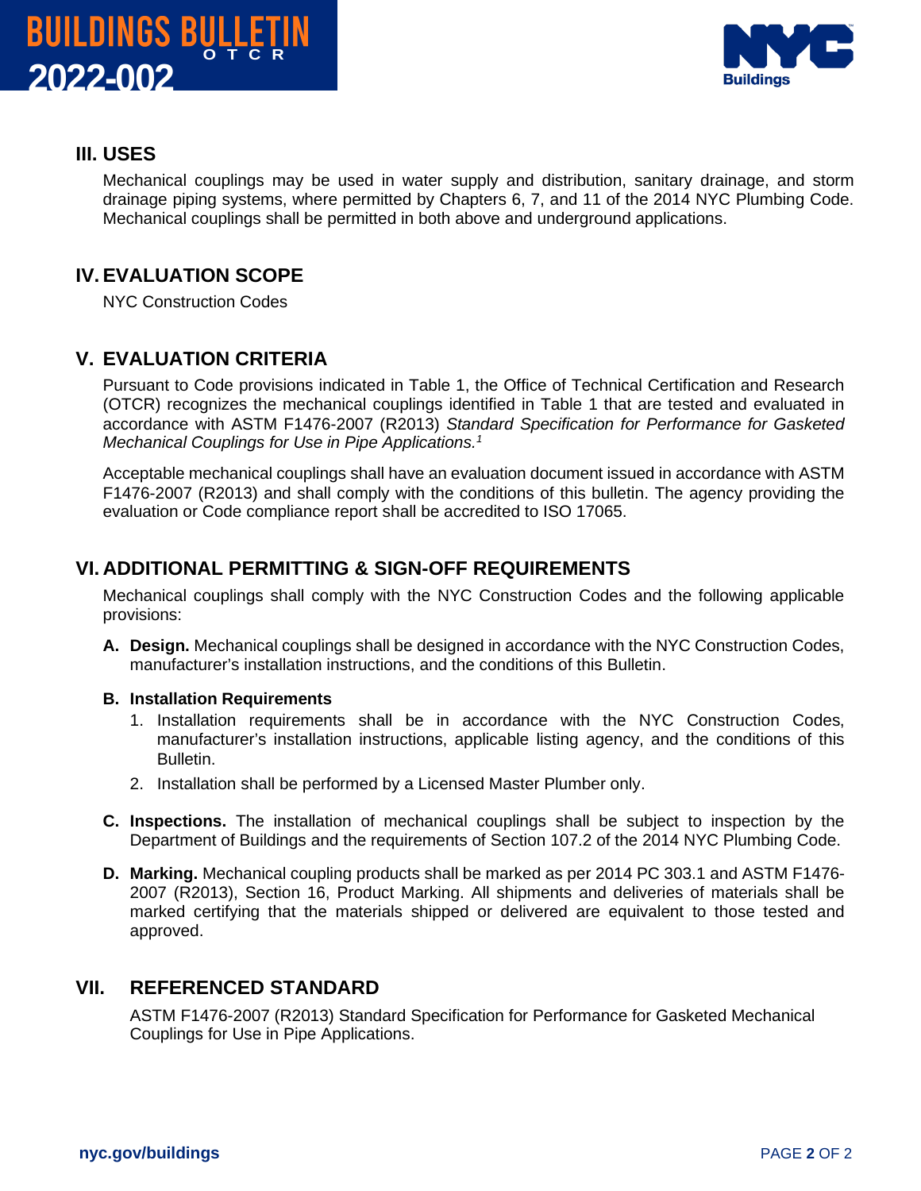## III. USES

Mechanical couplings may be used in water supply and distribution, sanitary drainage, and storm drainage piping systems, where permitted by Chapters 6, 7, and 11 of the 2014 NYC Plumbing Code. Mechanical couplings shall be permitted in both above and underground applications.

## IV. EVALUATION SCOPE

NYC Construction Codes

## V. EVALUATION CRITERIA

Pursuant to Code provisions indicated in Table 1, the Office of Technical Certification and Research (OTCR) recognizes the mechanical couplings identified in Table 1 that are tested and evaluated in accordance with ASTM F1476-2007 (R2013) *Standard Specification for Performance for Gasketed Mechanical Couplings for Use in Pipe Applications.*[1]

Acceptable mechanical couplings shall have an evaluation document issued in accordance with ASTM F1476-2007 (R2013) and shall comply with the conditions of this bulletin. The agency providing the evaluation or Code compliance report shall be accredited to ISO 17065.

## VI. ADDITIONAL PERMITTING & SIGN-OFF REQUIREMENTS

Mechanical couplings shall comply with the NYC Construction Codes and the following applicable provisions:

**A. Design.** Mechanical couplings shall be designed in accordance with the NYC Construction Codes, manufacturer's installation instructions, and the conditions of this Bulletin.

**B. Installation Requirements**

1. Installation requirements shall be in accordance with the NYC Construction Codes, manufacturer's installation instructions, applicable listing agency, and the conditions of this Bulletin.
2. Installation shall be performed by a Licensed Master Plumber only.

**C. Inspections.** The installation of mechanical couplings shall be subject to inspection by the Department of Buildings and the requirements of Section 107.2 of the 2014 NYC Plumbing Code.

**D. Marking.** Mechanical coupling products shall be marked as per 2014 PC 303.1 and ASTM F1476-2007 (R2013), Section 16, Product Marking. All shipments and deliveries of materials shall be marked certifying that the materials shipped or delivered are equivalent to those tested and approved.

## VII. REFERENCED STANDARD

ASTM F1476-2007 (R2013) Standard Specification for Performance for Gasketed Mechanical Couplings for Use in Pipe Applications.